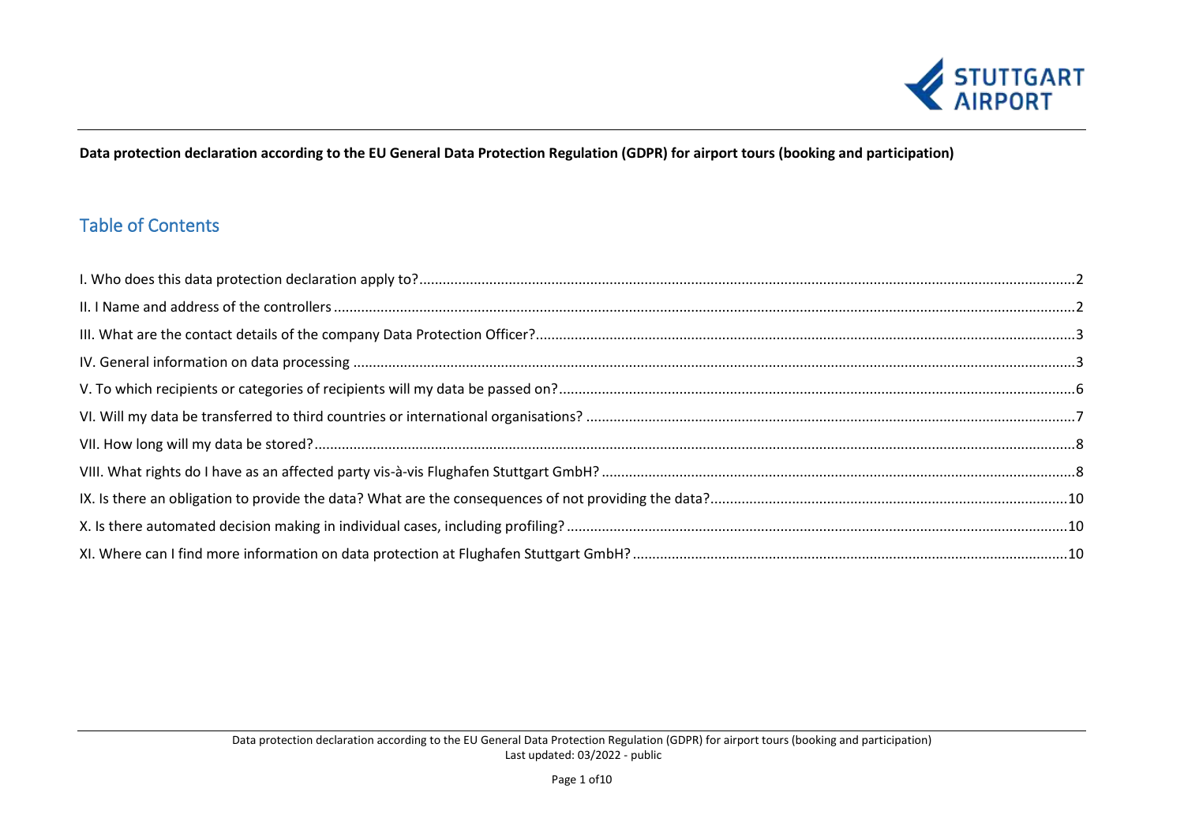**Data protection declaration according to the EU General Data Protection Regulation (GDPR) for airport tours (booking and participation)**

## Table of Contents

I. Who does this data protection declaration apply to? ... 2

II. I Name and address of the controllers ... 2

III. What are the contact details of the company Data Protection Officer? ... 3

IV. General information on data processing ... 3

V. To which recipients or categories of recipients will my data be passed on? ... 6

VI. Will my data be transferred to third countries or international organisations? ... 7

VII. How long will my data be stored? ... 8

VIII. What rights do I have as an affected party vis-à-vis Flughafen Stuttgart GmbH? ... 8

IX. Is there an obligation to provide the data? What are the consequences of not providing the data? ... 10

X. Is there automated decision making in individual cases, including profiling? ... 10

XI. Where can I find more information on data protection at Flughafen Stuttgart GmbH? ... 10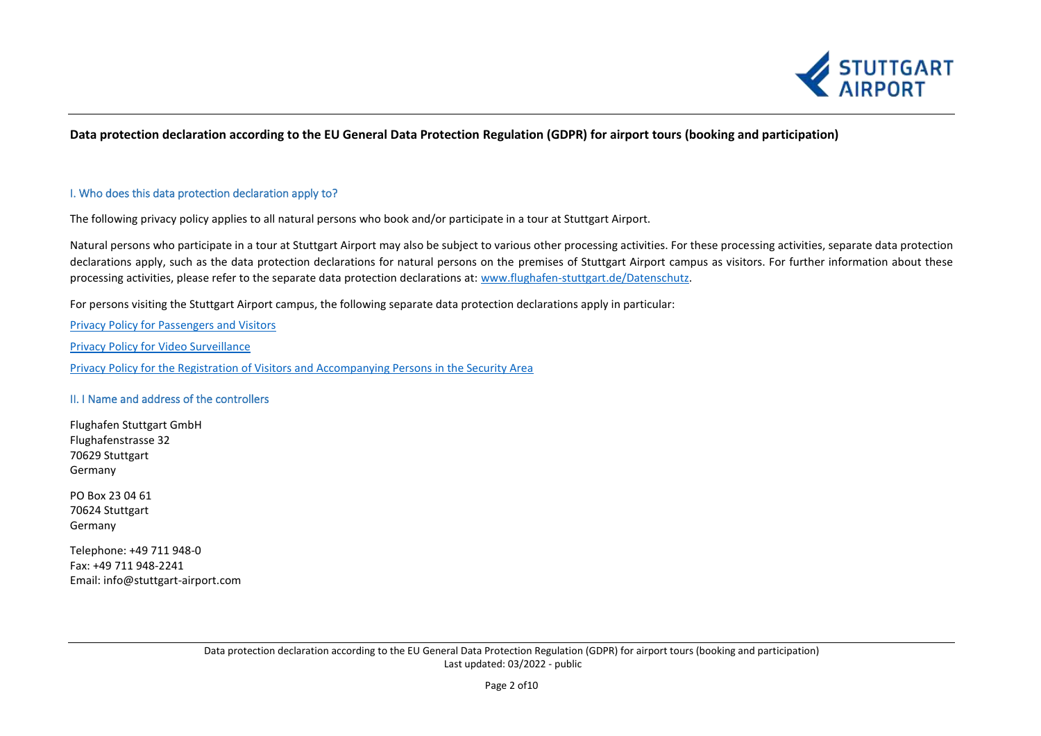**Data protection declaration according to the EU General Data Protection Regulation (GDPR) for airport tours (booking and participation)**

## I. Who does this data protection declaration apply to?

The following privacy policy applies to all natural persons who book and/or participate in a tour at Stuttgart Airport.

Natural persons who participate in a tour at Stuttgart Airport may also be subject to various other processing activities. For these processing activities, separate data protection declarations apply, such as the data protection declarations for natural persons on the premises of Stuttgart Airport campus as visitors. For further information about these processing activities, please refer to the separate data protection declarations at: [www.flughafen-stuttgart.de/Datenschutz](www.flughafen-stuttgart.de/Datenschutz).

For persons visiting the Stuttgart Airport campus, the following separate data protection declarations apply in particular:

Privacy Policy for Passengers and Visitors

Privacy Policy for Video Surveillance

Privacy Policy for the Registration of Visitors and Accompanying Persons in the Security Area

## II. I Name and address of the controllers

Flughafen Stuttgart GmbH
Flughafenstrasse 32
70629 Stuttgart
Germany

PO Box 23 04 61
70624 Stuttgart
Germany

Telephone: +49 711 948-0
Fax: +49 711 948-2241
Email: info@stuttgart-airport.com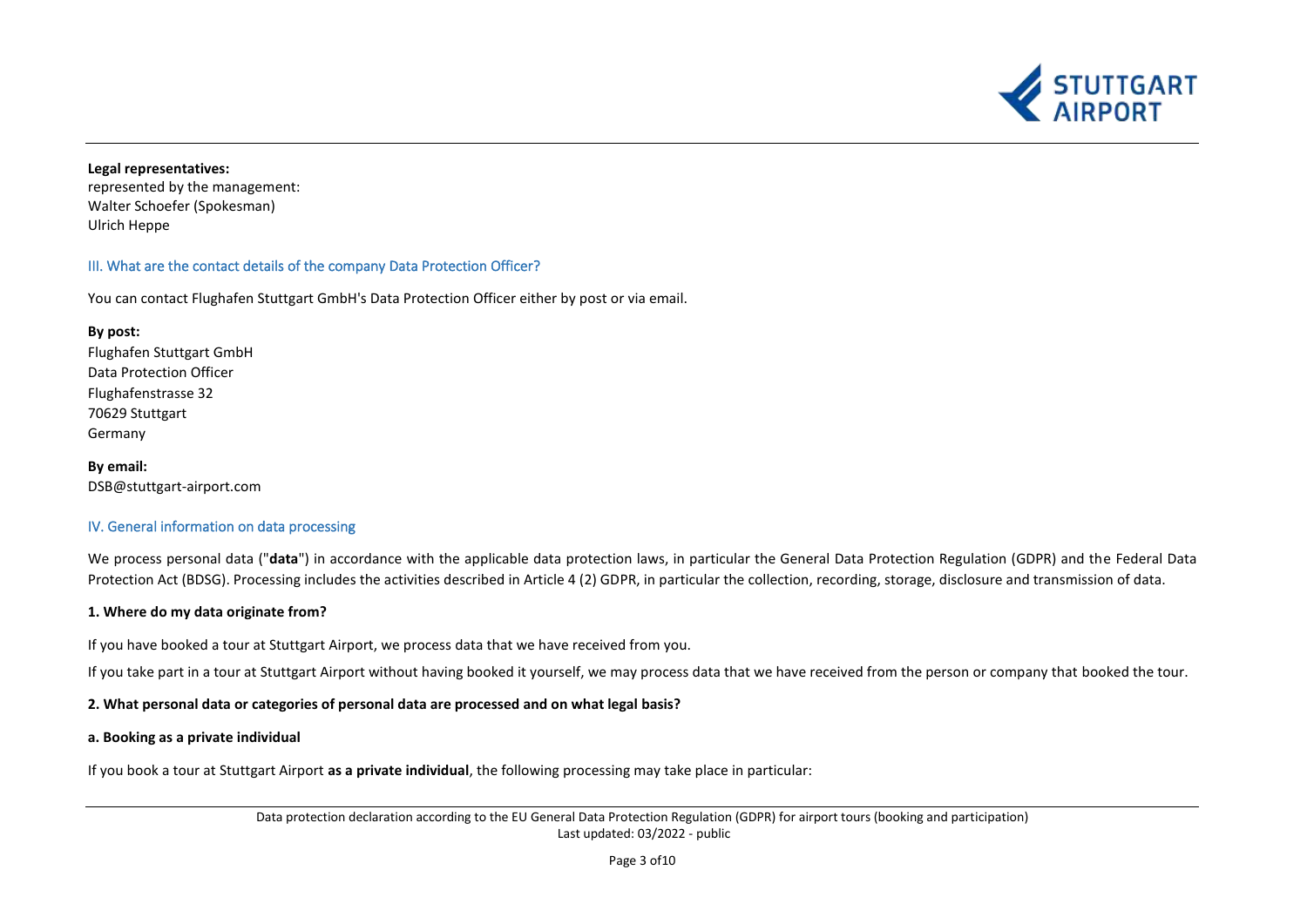**Legal representatives:**
represented by the management:
Walter Schoefer (Spokesman)
Ulrich Heppe

## III. What are the contact details of the company Data Protection Officer?

You can contact Flughafen Stuttgart GmbH's Data Protection Officer either by post or via email.

**By post:**
Flughafen Stuttgart GmbH
Data Protection Officer
Flughafenstrasse 32
70629 Stuttgart
Germany

**By email:**
DSB@stuttgart-airport.com

## IV. General information on data processing

We process personal data ("**data**") in accordance with the applicable data protection laws, in particular the General Data Protection Regulation (GDPR) and the Federal Data Protection Act (BDSG). Processing includes the activities described in Article 4 (2) GDPR, in particular the collection, recording, storage, disclosure and transmission of data.

### 1. Where do my data originate from?

If you have booked a tour at Stuttgart Airport, we process data that we have received from you.

If you take part in a tour at Stuttgart Airport without having booked it yourself, we may process data that we have received from the person or company that booked the tour.

### 2. What personal data or categories of personal data are processed and on what legal basis?

#### a. Booking as a private individual

If you book a tour at Stuttgart Airport **as a private individual**, the following processing may take place in particular: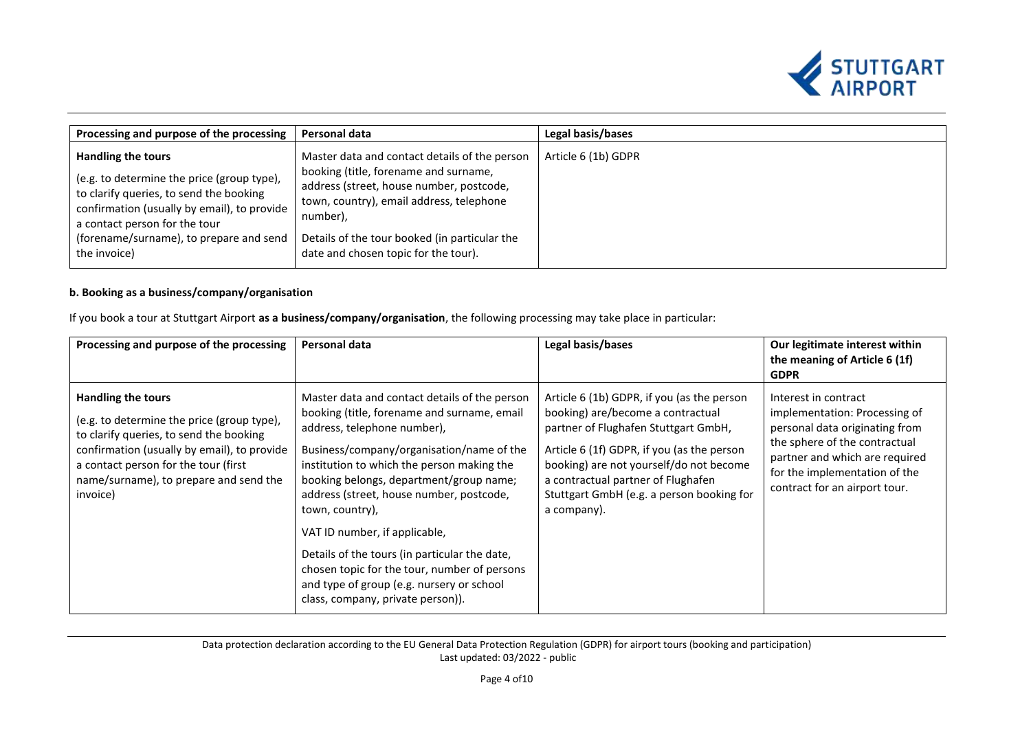| Processing and purpose of the processing | Personal data | Legal basis/bases |
| --- | --- | --- |
| **Handling the tours**<br><br>(e.g. to determine the price (group type), to clarify queries, to send the booking confirmation (usually by email), to provide a contact person for the tour (forename/surname), to prepare and send the invoice) | Master data and contact details of the person booking (title, forename and surname, address (street, house number, postcode, town, country), email address, telephone number),<br><br>Details of the tour booked (in particular the date and chosen topic for the tour). | Article 6 (1b) GDPR |

**b. Booking as a business/company/organisation**

If you book a tour at Stuttgart Airport **as a business/company/organisation**, the following processing may take place in particular:

| Processing and purpose of the processing | Personal data | Legal basis/bases | Our legitimate interest within the meaning of Article 6 (1f) GDPR |
| --- | --- | --- | --- |
| **Handling the tours**<br><br>(e.g. to determine the price (group type), to clarify queries, to send the booking confirmation (usually by email), to provide a contact person for the tour (first name/surname), to prepare and send the invoice) | Master data and contact details of the person booking (title, forename and surname, email address, telephone number),<br><br>Business/company/organisation/name of the institution to which the person making the booking belongs, department/group name; address (street, house number, postcode, town, country),<br><br>VAT ID number, if applicable,<br><br>Details of the tours (in particular the date, chosen topic for the tour, number of persons and type of group (e.g. nursery or school class, company, private person)). | Article 6 (1b) GDPR, if you (as the person booking) are/become a contractual partner of Flughafen Stuttgart GmbH,<br><br>Article 6 (1f) GDPR, if you (as the person booking) are not yourself/do not become a contractual partner of Flughafen Stuttgart GmbH (e.g. a person booking for a company). | Interest in contract implementation: Processing of personal data originating from the sphere of the contractual partner and which are required for the implementation of the contract for an airport tour. |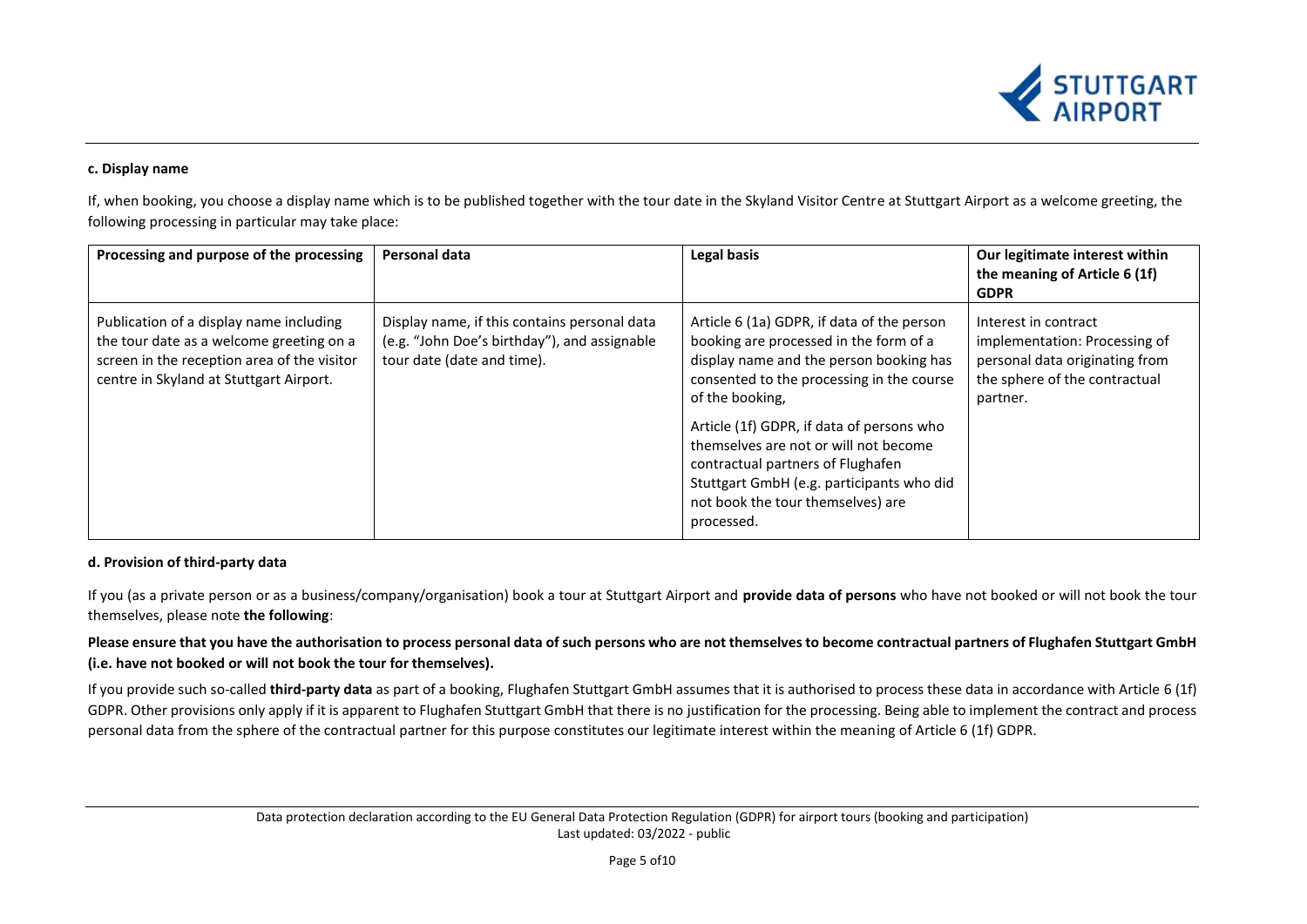#### c. Display name

If, when booking, you choose a display name which is to be published together with the tour date in the Skyland Visitor Centre at Stuttgart Airport as a welcome greeting, the following processing in particular may take place:

| Processing and purpose of the processing | Personal data | Legal basis | Our legitimate interest within the meaning of Article 6 (1f) GDPR |
|---|---|---|---|
| Publication of a display name including the tour date as a welcome greeting on a screen in the reception area of the visitor centre in Skyland at Stuttgart Airport. | Display name, if this contains personal data (e.g. "John Doe's birthday"), and assignable tour date (date and time). | Article 6 (1a) GDPR, if data of the person booking are processed in the form of a display name and the person booking has consented to the processing in the course of the booking,<br><br>Article (1f) GDPR, if data of persons who themselves are not or will not become contractual partners of Flughafen Stuttgart GmbH (e.g. participants who did not book the tour themselves) are processed. | Interest in contract implementation: Processing of personal data originating from the sphere of the contractual partner. |

#### d. Provision of third-party data

If you (as a private person or as a business/company/organisation) book a tour at Stuttgart Airport and **provide data of persons** who have not booked or will not book the tour themselves, please note **the following**:

**Please ensure that you have the authorisation to process personal data of such persons who are not themselves to become contractual partners of Flughafen Stuttgart GmbH (i.e. have not booked or will not book the tour for themselves).**

If you provide such so-called **third-party data** as part of a booking, Flughafen Stuttgart GmbH assumes that it is authorised to process these data in accordance with Article 6 (1f) GDPR. Other provisions only apply if it is apparent to Flughafen Stuttgart GmbH that there is no justification for the processing. Being able to implement the contract and process personal data from the sphere of the contractual partner for this purpose constitutes our legitimate interest within the meaning of Article 6 (1f) GDPR.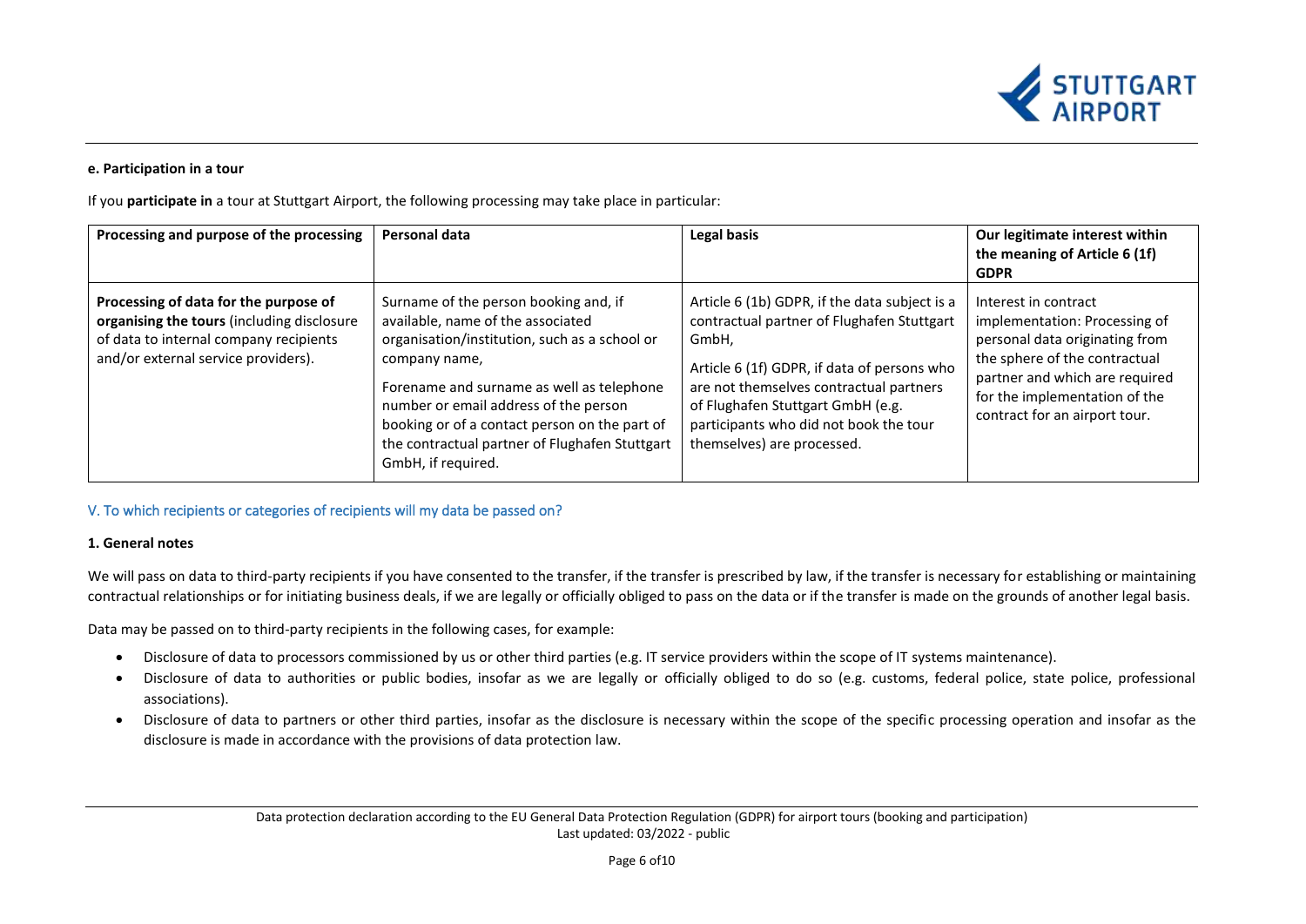**e. Participation in a tour**

If you **participate in** a tour at Stuttgart Airport, the following processing may take place in particular:

| Processing and purpose of the processing | Personal data | Legal basis | Our legitimate interest within the meaning of Article 6 (1f) GDPR |
|---|---|---|---|
| **Processing of data for the purpose of organising the tours** (including disclosure of data to internal company recipients and/or external service providers). | Surname of the person booking and, if available, name of the associated organisation/institution, such as a school or company name,<br><br>Forename and surname as well as telephone number or email address of the person booking or of a contact person on the part of the contractual partner of Flughafen Stuttgart GmbH, if required. | Article 6 (1b) GDPR, if the data subject is a contractual partner of Flughafen Stuttgart GmbH,<br><br>Article 6 (1f) GDPR, if data of persons who are not themselves contractual partners of Flughafen Stuttgart GmbH (e.g. participants who did not book the tour themselves) are processed. | Interest in contract implementation: Processing of personal data originating from the sphere of the contractual partner and which are required for the implementation of the contract for an airport tour. |

## V. To which recipients or categories of recipients will my data be passed on?

**1. General notes**

We will pass on data to third-party recipients if you have consented to the transfer, if the transfer is prescribed by law, if the transfer is necessary for establishing or maintaining contractual relationships or for initiating business deals, if we are legally or officially obliged to pass on the data or if the transfer is made on the grounds of another legal basis.

Data may be passed on to third-party recipients in the following cases, for example:

- Disclosure of data to processors commissioned by us or other third parties (e.g. IT service providers within the scope of IT systems maintenance).
- Disclosure of data to authorities or public bodies, insofar as we are legally or officially obliged to do so (e.g. customs, federal police, state police, professional associations).
- Disclosure of data to partners or other third parties, insofar as the disclosure is necessary within the scope of the specific processing operation and insofar as the disclosure is made in accordance with the provisions of data protection law.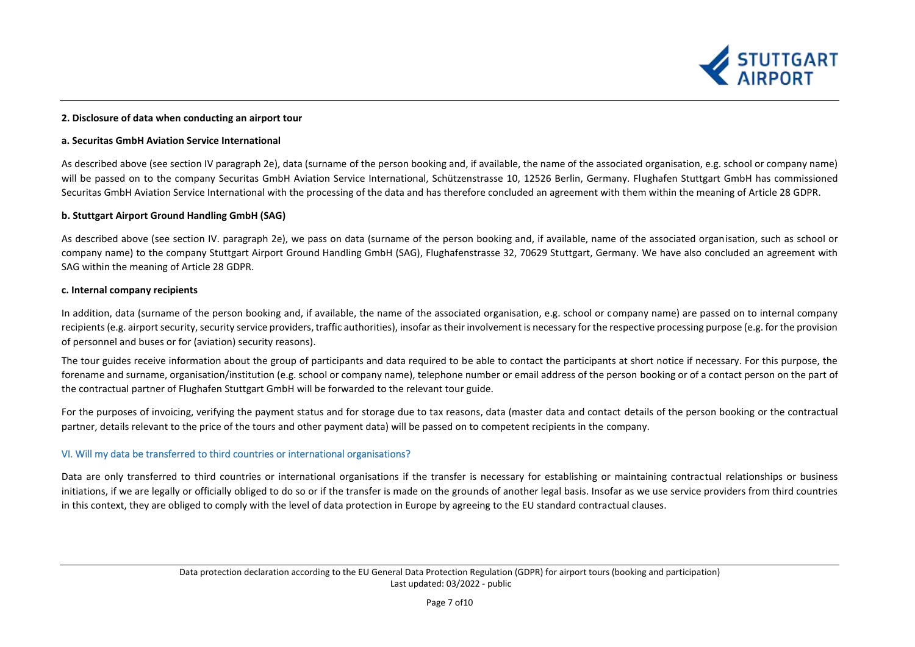### 2. Disclosure of data when conducting an airport tour

#### a. Securitas GmbH Aviation Service International

As described above (see section IV paragraph 2e), data (surname of the person booking and, if available, the name of the associated organisation, e.g. school or company name) will be passed on to the company Securitas GmbH Aviation Service International, Schützenstrasse 10, 12526 Berlin, Germany. Flughafen Stuttgart GmbH has commissioned Securitas GmbH Aviation Service International with the processing of the data and has therefore concluded an agreement with them within the meaning of Article 28 GDPR.

#### b. Stuttgart Airport Ground Handling GmbH (SAG)

As described above (see section IV. paragraph 2e), we pass on data (surname of the person booking and, if available, name of the associated organisation, such as school or company name) to the company Stuttgart Airport Ground Handling GmbH (SAG), Flughafenstrasse 32, 70629 Stuttgart, Germany. We have also concluded an agreement with SAG within the meaning of Article 28 GDPR.

#### c. Internal company recipients

In addition, data (surname of the person booking and, if available, the name of the associated organisation, e.g. school or company name) are passed on to internal company recipients (e.g. airport security, security service providers, traffic authorities), insofar as their involvement is necessary for the respective processing purpose (e.g. for the provision of personnel and buses or for (aviation) security reasons).

The tour guides receive information about the group of participants and data required to be able to contact the participants at short notice if necessary. For this purpose, the forename and surname, organisation/institution (e.g. school or company name), telephone number or email address of the person booking or of a contact person on the part of the contractual partner of Flughafen Stuttgart GmbH will be forwarded to the relevant tour guide.

For the purposes of invoicing, verifying the payment status and for storage due to tax reasons, data (master data and contact details of the person booking or the contractual partner, details relevant to the price of the tours and other payment data) will be passed on to competent recipients in the company.

## VI. Will my data be transferred to third countries or international organisations?

Data are only transferred to third countries or international organisations if the transfer is necessary for establishing or maintaining contractual relationships or business initiations, if we are legally or officially obliged to do so or if the transfer is made on the grounds of another legal basis. Insofar as we use service providers from third countries in this context, they are obliged to comply with the level of data protection in Europe by agreeing to the EU standard contractual clauses.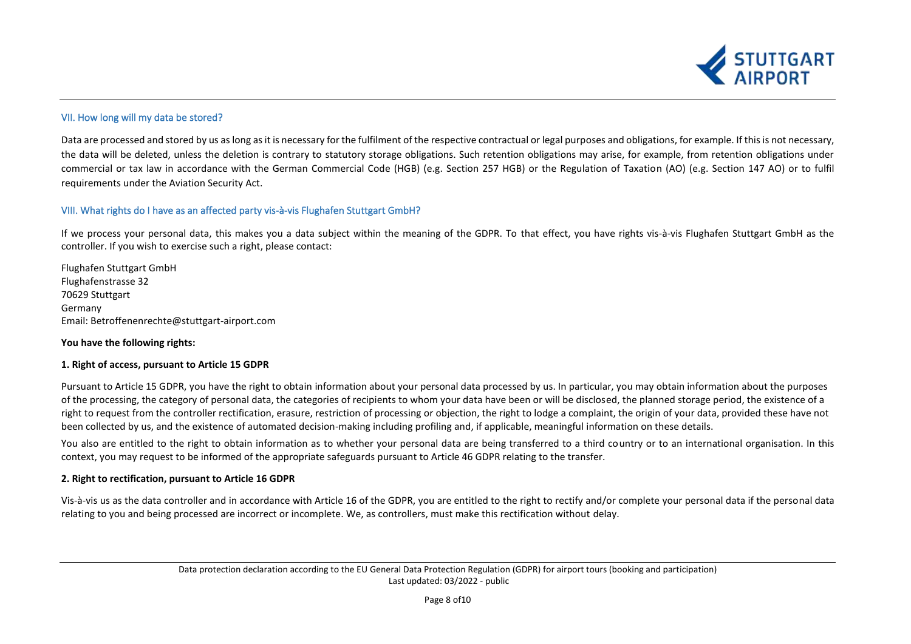## VII. How long will my data be stored?

Data are processed and stored by us as long as it is necessary for the fulfilment of the respective contractual or legal purposes and obligations, for example. If this is not necessary, the data will be deleted, unless the deletion is contrary to statutory storage obligations. Such retention obligations may arise, for example, from retention obligations under commercial or tax law in accordance with the German Commercial Code (HGB) (e.g. Section 257 HGB) or the Regulation of Taxation (AO) (e.g. Section 147 AO) or to fulfil requirements under the Aviation Security Act.

## VIII. What rights do I have as an affected party vis-à-vis Flughafen Stuttgart GmbH?

If we process your personal data, this makes you a data subject within the meaning of the GDPR. To that effect, you have rights vis-à-vis Flughafen Stuttgart GmbH as the controller. If you wish to exercise such a right, please contact:

Flughafen Stuttgart GmbH
Flughafenstrasse 32
70629 Stuttgart
Germany
Email: Betroffenenrechte@stuttgart-airport.com

**You have the following rights:**

**1. Right of access, pursuant to Article 15 GDPR**

Pursuant to Article 15 GDPR, you have the right to obtain information about your personal data processed by us. In particular, you may obtain information about the purposes of the processing, the category of personal data, the categories of recipients to whom your data have been or will be disclosed, the planned storage period, the existence of a right to request from the controller rectification, erasure, restriction of processing or objection, the right to lodge a complaint, the origin of your data, provided these have not been collected by us, and the existence of automated decision-making including profiling and, if applicable, meaningful information on these details.

You also are entitled to the right to obtain information as to whether your personal data are being transferred to a third country or to an international organisation. In this context, you may request to be informed of the appropriate safeguards pursuant to Article 46 GDPR relating to the transfer.

**2. Right to rectification, pursuant to Article 16 GDPR**

Vis-à-vis us as the data controller and in accordance with Article 16 of the GDPR, you are entitled to the right to rectify and/or complete your personal data if the personal data relating to you and being processed are incorrect or incomplete. We, as controllers, must make this rectification without delay.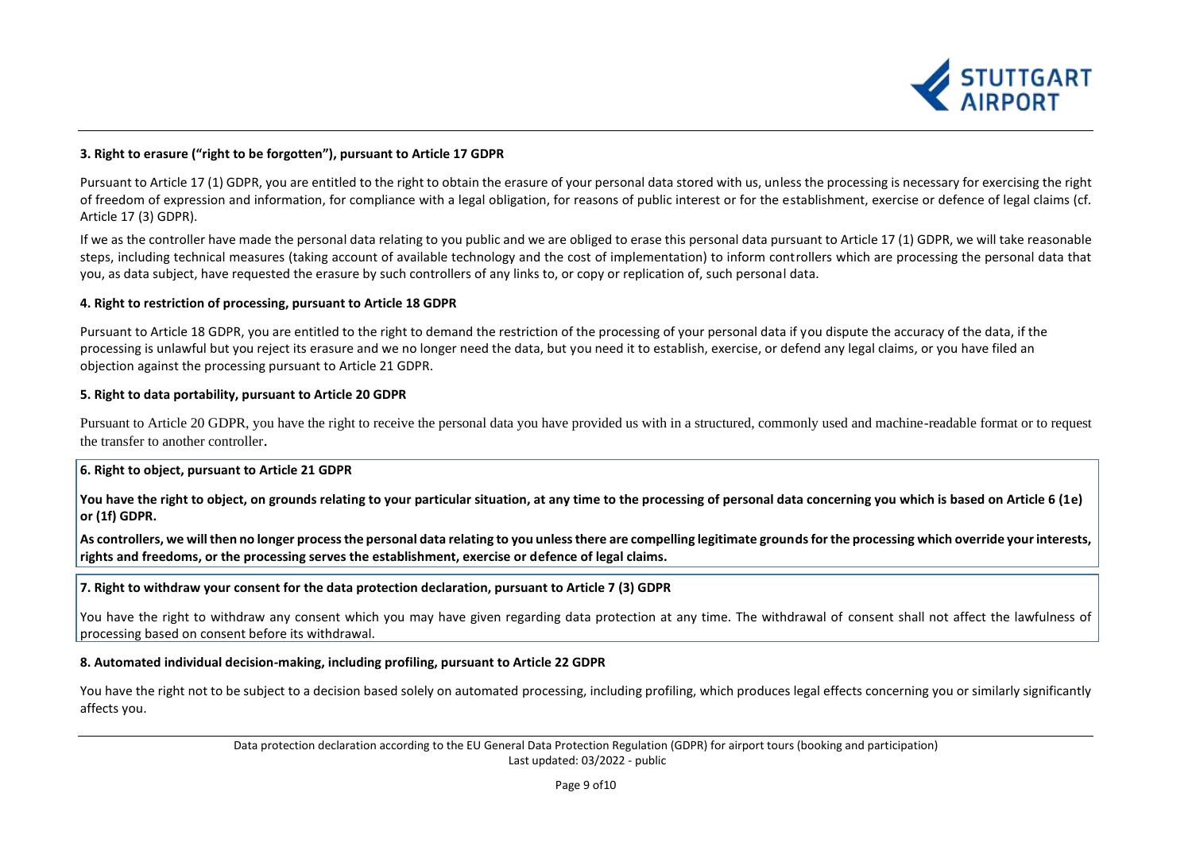**3. Right to erasure ("right to be forgotten"), pursuant to Article 17 GDPR**

Pursuant to Article 17 (1) GDPR, you are entitled to the right to obtain the erasure of your personal data stored with us, unless the processing is necessary for exercising the right of freedom of expression and information, for compliance with a legal obligation, for reasons of public interest or for the establishment, exercise or defence of legal claims (cf. Article 17 (3) GDPR).

If we as the controller have made the personal data relating to you public and we are obliged to erase this personal data pursuant to Article 17 (1) GDPR, we will take reasonable steps, including technical measures (taking account of available technology and the cost of implementation) to inform controllers which are processing the personal data that you, as data subject, have requested the erasure by such controllers of any links to, or copy or replication of, such personal data.

**4. Right to restriction of processing, pursuant to Article 18 GDPR**

Pursuant to Article 18 GDPR, you are entitled to the right to demand the restriction of the processing of your personal data if you dispute the accuracy of the data, if the processing is unlawful but you reject its erasure and we no longer need the data, but you need it to establish, exercise, or defend any legal claims, or you have filed an objection against the processing pursuant to Article 21 GDPR.

**5. Right to data portability, pursuant to Article 20 GDPR**

Pursuant to Article 20 GDPR, you have the right to receive the personal data you have provided us with in a structured, commonly used and machine-readable format or to request the transfer to another controller.

**6. Right to object, pursuant to Article 21 GDPR**

**You have the right to object, on grounds relating to your particular situation, at any time to the processing of personal data concerning you which is based on Article 6 (1e) or (1f) GDPR.**

**As controllers, we will then no longer process the personal data relating to you unless there are compelling legitimate grounds for the processing which override your interests, rights and freedoms, or the processing serves the establishment, exercise or defence of legal claims.**

**7. Right to withdraw your consent for the data protection declaration, pursuant to Article 7 (3) GDPR**

You have the right to withdraw any consent which you may have given regarding data protection at any time. The withdrawal of consent shall not affect the lawfulness of processing based on consent before its withdrawal.

**8. Automated individual decision-making, including profiling, pursuant to Article 22 GDPR**

You have the right not to be subject to a decision based solely on automated processing, including profiling, which produces legal effects concerning you or similarly significantly affects you.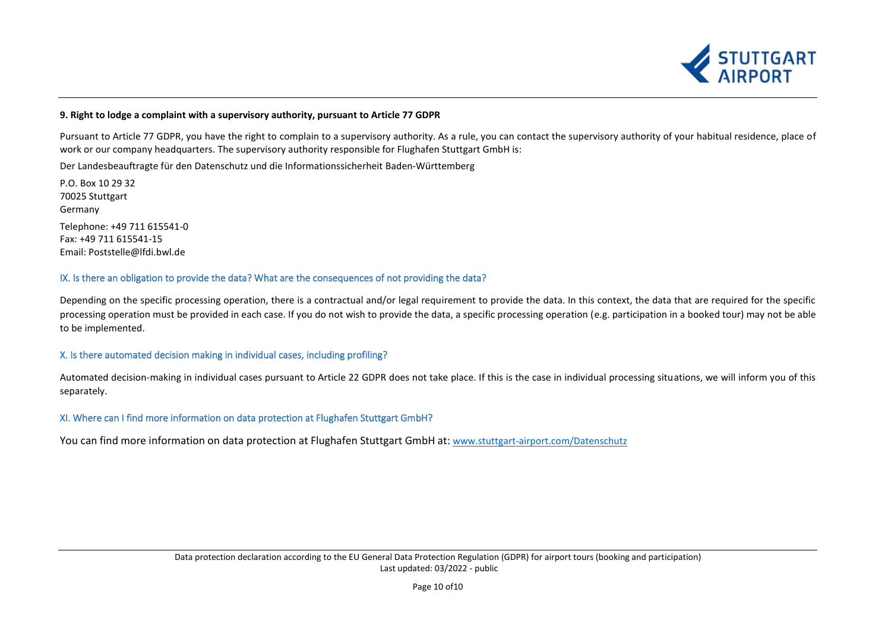**9. Right to lodge a complaint with a supervisory authority, pursuant to Article 77 GDPR**

Pursuant to Article 77 GDPR, you have the right to complain to a supervisory authority. As a rule, you can contact the supervisory authority of your habitual residence, place of work or our company headquarters. The supervisory authority responsible for Flughafen Stuttgart GmbH is:

Der Landesbeauftragte für den Datenschutz und die Informationssicherheit Baden-Württemberg

P.O. Box 10 29 32
70025 Stuttgart
Germany

Telephone: +49 711 615541-0
Fax: +49 711 615541-15
Email: Poststelle@lfdi.bwl.de

## IX. Is there an obligation to provide the data? What are the consequences of not providing the data?

Depending on the specific processing operation, there is a contractual and/or legal requirement to provide the data. In this context, the data that are required for the specific processing operation must be provided in each case. If you do not wish to provide the data, a specific processing operation (e.g. participation in a booked tour) may not be able to be implemented.

## X. Is there automated decision making in individual cases, including profiling?

Automated decision-making in individual cases pursuant to Article 22 GDPR does not take place. If this is the case in individual processing situations, we will inform you of this separately.

## XI. Where can I find more information on data protection at Flughafen Stuttgart GmbH?

You can find more information on data protection at Flughafen Stuttgart GmbH at: www.stuttgart-airport.com/Datenschutz